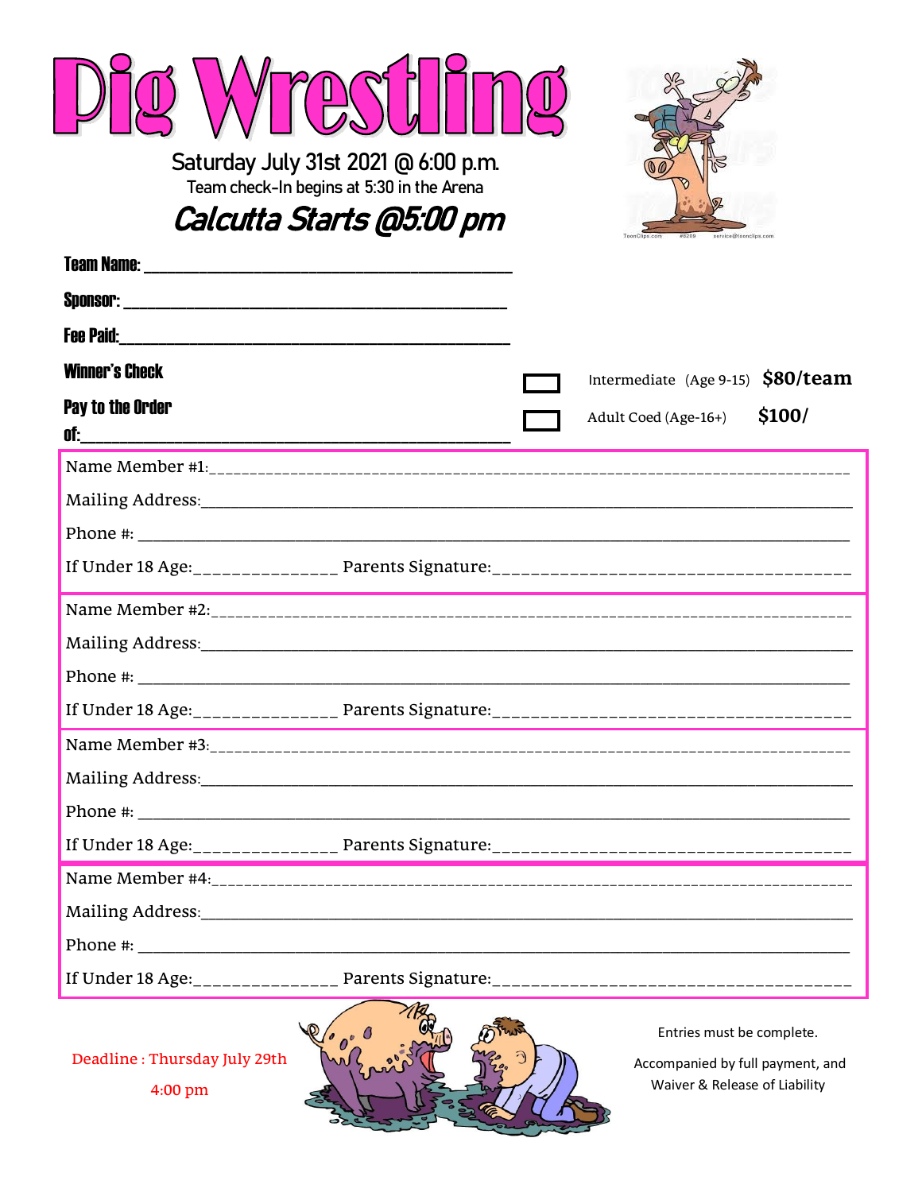# Pig Wrestling

Saturday July 31st 2021 @ 6:00 p.m.

Team check-In begins at 5:30 in the Arena

***Calcutta Starts @5:00 pm***

**Team Name:** ________________________________________________

**Sponsor:** ________________________________________________

**Fee Paid:** ________________________________________________

**Winner's Check**

**Pay to the Order of:** ________________________________________________

☐ Intermediate (Age 9-15) **$80/team**

☐ Adult Coed (Age-16+) **$100/**

Name Member #1: ____________________________________________________________

Mailing Address: ____________________________________________________________

Phone #: ____________________________________________________________

If Under 18 Age: _______________ Parents Signature: ____________________________________

Name Member #2: ____________________________________________________________

Mailing Address: ____________________________________________________________

Phone #: ____________________________________________________________

If Under 18 Age: _______________ Parents Signature: ____________________________________

Name Member #3: ____________________________________________________________

Mailing Address: ____________________________________________________________

Phone #: ____________________________________________________________

If Under 18 Age: _______________ Parents Signature: ____________________________________

Name Member #4: ____________________________________________________________

Mailing Address: ____________________________________________________________

Phone #: ____________________________________________________________

If Under 18 Age: _______________ Parents Signature: ____________________________________

Deadline : Thursday July 29th

4:00 pm

Entries must be complete.

Accompanied by full payment, and Waiver & Release of Liability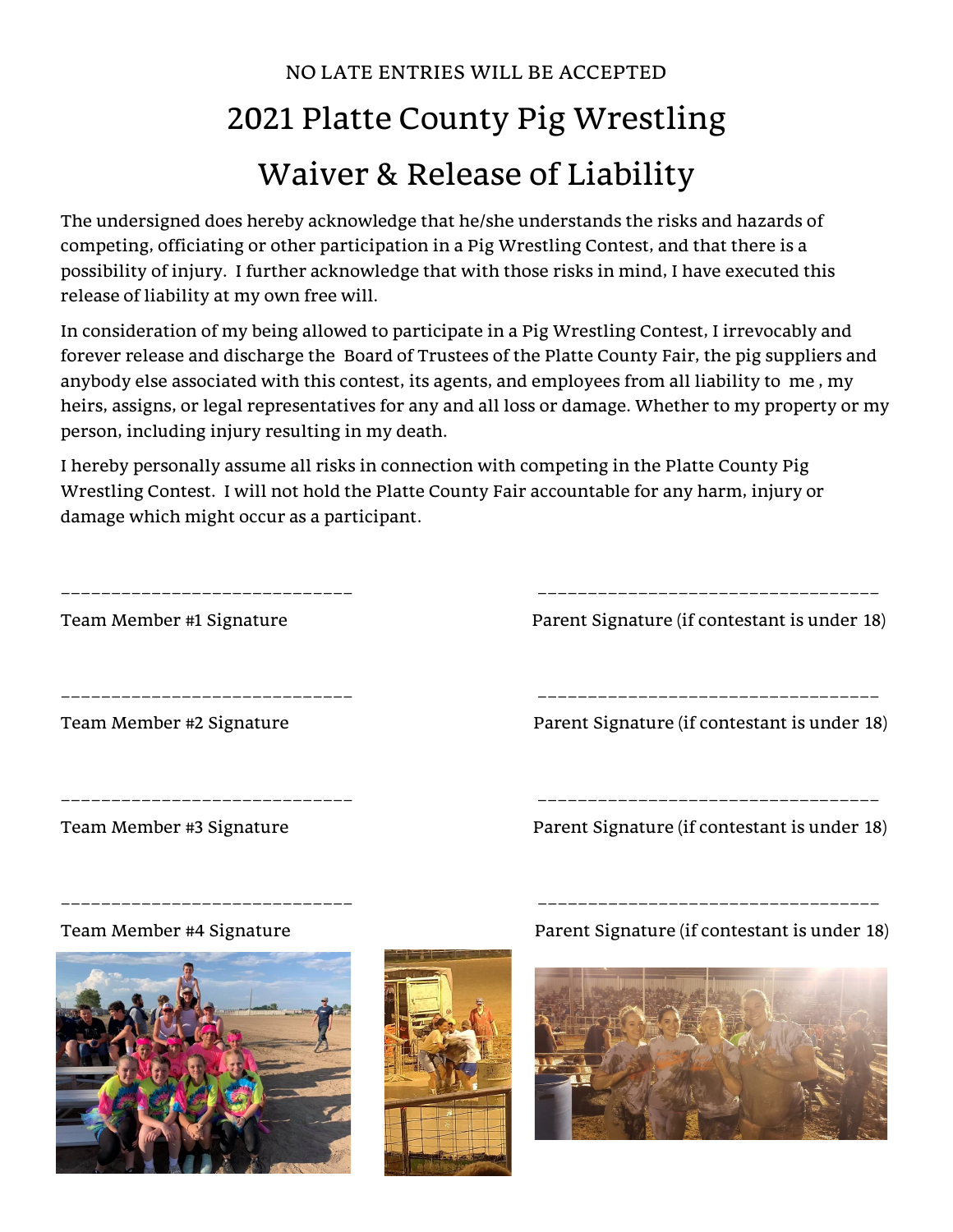NO LATE ENTRIES WILL BE ACCEPTED

# 2021 Platte County Pig Wrestling

# Waiver & Release of Liability

The undersigned does hereby acknowledge that he/she understands the risks and hazards of competing, officiating or other participation in a Pig Wrestling Contest, and that there is a possibility of injury. I further acknowledge that with those risks in mind, I have executed this release of liability at my own free will.

In consideration of my being allowed to participate in a Pig Wrestling Contest, I irrevocably and forever release and discharge the Board of Trustees of the Platte County Fair, the pig suppliers and anybody else associated with this contest, its agents, and employees from all liability to me , my heirs, assigns, or legal representatives for any and all loss or damage. Whether to my property or my person, including injury resulting in my death.

I hereby personally assume all risks in connection with competing in the Platte County Pig Wrestling Contest. I will not hold the Platte County Fair accountable for any harm, injury or damage which might occur as a participant.

_____________________________ Team Member #1 Signature

_________________________________ Parent Signature (if contestant is under 18)

_____________________________ Team Member #2 Signature

_________________________________ Parent Signature (if contestant is under 18)

_____________________________ Team Member #3 Signature

_________________________________ Parent Signature (if contestant is under 18)

_____________________________ Team Member #4 Signature

_________________________________ Parent Signature (if contestant is under 18)